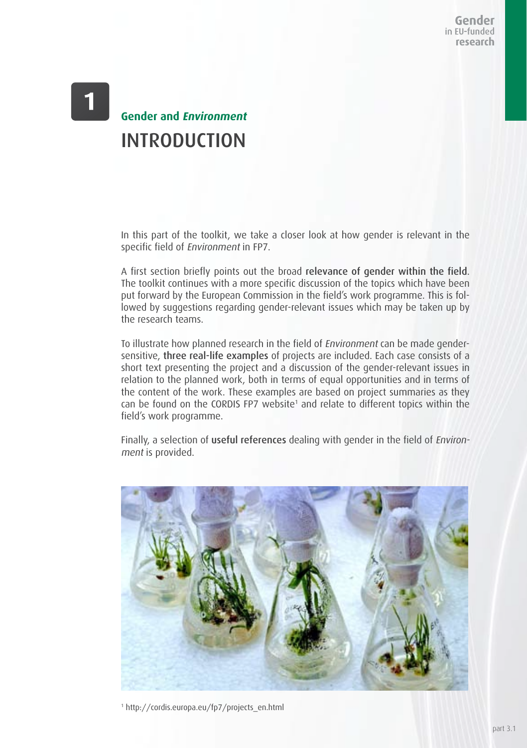# 1

## Gender and *Environment*

# INTRODUCTION

In this part of the toolkit, we take a closer look at how gender is relevant in the specific field of *Environment* in FP7.

A first section briefly points out the broad **relevance of gender within the field**. The toolkit continues with a more specific discussion of the topics which have been put forward by the European Commission in the field's work programme. This is followed by suggestions regarding gender-relevant issues which may be taken up by the research teams.

To illustrate how planned research in the field of *Environment* can be made gender-sensitive, **three real-life examples** of projects are included. Each case consists of a short text presenting the project and a discussion of the gender-relevant issues in relation to the planned work, both in terms of equal opportunities and in terms of the content of the work. These examples are based on project summaries as they can be found on the CORDIS FP7 website[1] and relate to different topics within the field's work programme.

Finally, a selection of **useful references** dealing with gender in the field of *Environment* is provided.

[1] http://cordis.europa.eu/fp7/projects_en.html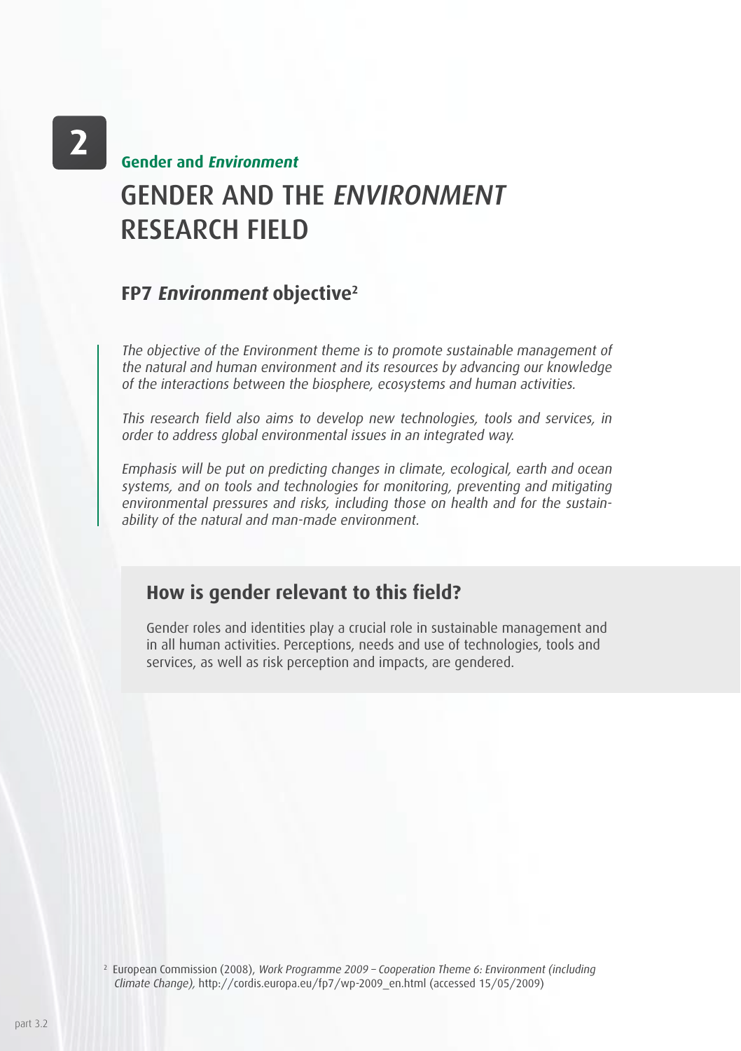**2**

**Gender and *Environment***

# GENDER AND THE *ENVIRONMENT* RESEARCH FIELD

## FP7 *Environment* objective[2]

*The objective of the Environment theme is to promote sustainable management of the natural and human environment and its resources by advancing our knowledge of the interactions between the biosphere, ecosystems and human activities.*

*This research field also aims to develop new technologies, tools and services, in order to address global environmental issues in an integrated way.*

*Emphasis will be put on predicting changes in climate, ecological, earth and ocean systems, and on tools and technologies for monitoring, preventing and mitigating environmental pressures and risks, including those on health and for the sustainability of the natural and man-made environment.*

## How is gender relevant to this field?

Gender roles and identities play a crucial role in sustainable management and in all human activities. Perceptions, needs and use of technologies, tools and services, as well as risk perception and impacts, are gendered.

[2] European Commission (2008), *Work Programme 2009 – Cooperation Theme 6: Environment (including Climate Change),* http://cordis.europa.eu/fp7/wp-2009_en.html (accessed 15/05/2009)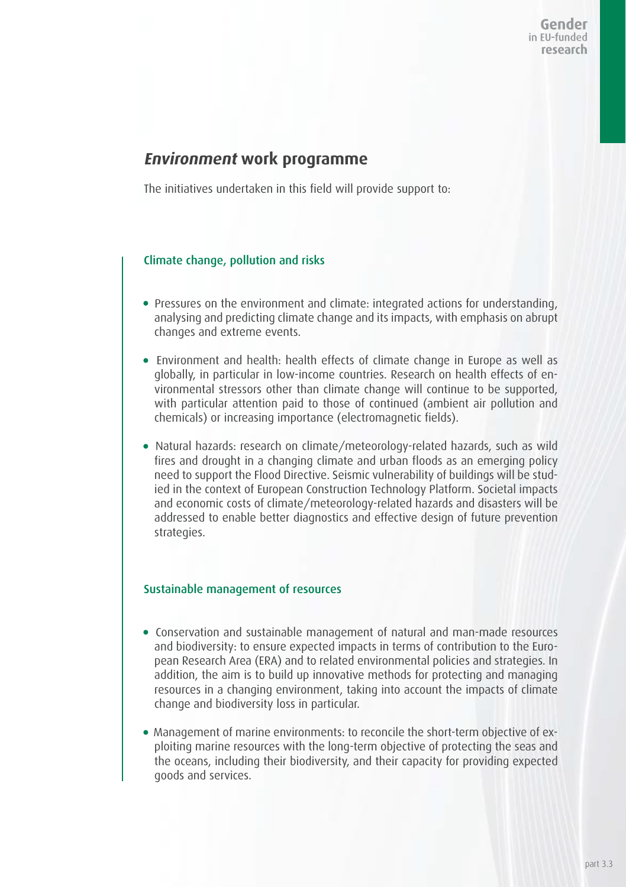## *Environment* work programme

The initiatives undertaken in this field will provide support to:

### Climate change, pollution and risks

- Pressures on the environment and climate: integrated actions for understanding, analysing and predicting climate change and its impacts, with emphasis on abrupt changes and extreme events.
- Environment and health: health effects of climate change in Europe as well as globally, in particular in low-income countries. Research on health effects of environmental stressors other than climate change will continue to be supported, with particular attention paid to those of continued (ambient air pollution and chemicals) or increasing importance (electromagnetic fields).
- Natural hazards: research on climate/meteorology-related hazards, such as wild fires and drought in a changing climate and urban floods as an emerging policy need to support the Flood Directive. Seismic vulnerability of buildings will be studied in the context of European Construction Technology Platform. Societal impacts and economic costs of climate/meteorology-related hazards and disasters will be addressed to enable better diagnostics and effective design of future prevention strategies.

### Sustainable management of resources

- Conservation and sustainable management of natural and man-made resources and biodiversity: to ensure expected impacts in terms of contribution to the European Research Area (ERA) and to related environmental policies and strategies. In addition, the aim is to build up innovative methods for protecting and managing resources in a changing environment, taking into account the impacts of climate change and biodiversity loss in particular.
- Management of marine environments: to reconcile the short-term objective of exploiting marine resources with the long-term objective of protecting the seas and the oceans, including their biodiversity, and their capacity for providing expected goods and services.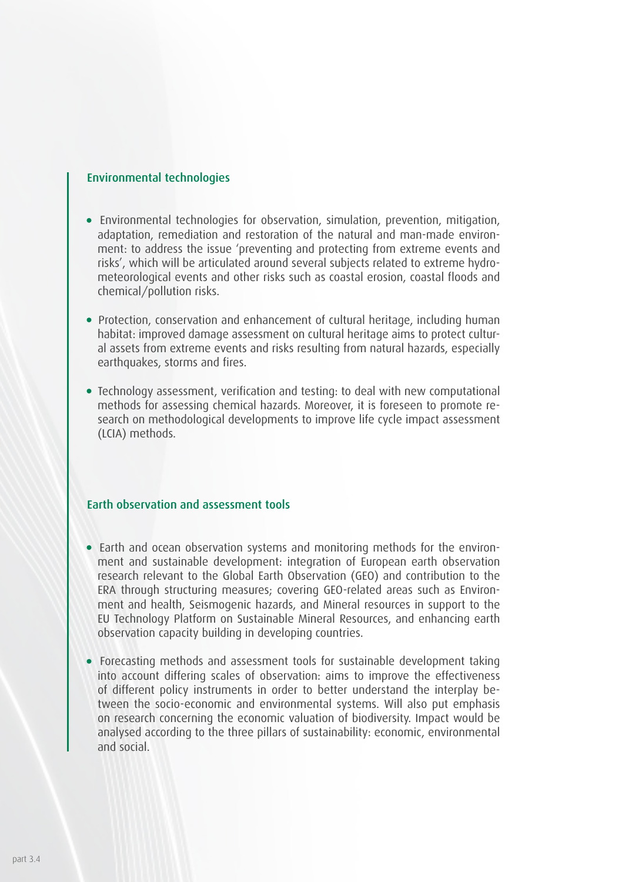## Environmental technologies

- Environmental technologies for observation, simulation, prevention, mitigation, adaptation, remediation and restoration of the natural and man-made environment: to address the issue 'preventing and protecting from extreme events and risks', which will be articulated around several subjects related to extreme hydro-meteorological events and other risks such as coastal erosion, coastal floods and chemical/pollution risks.

- Protection, conservation and enhancement of cultural heritage, including human habitat: improved damage assessment on cultural heritage aims to protect cultural assets from extreme events and risks resulting from natural hazards, especially earthquakes, storms and fires.

- Technology assessment, verification and testing: to deal with new computational methods for assessing chemical hazards. Moreover, it is foreseen to promote research on methodological developments to improve life cycle impact assessment (LCIA) methods.

## Earth observation and assessment tools

- Earth and ocean observation systems and monitoring methods for the environment and sustainable development: integration of European earth observation research relevant to the Global Earth Observation (GEO) and contribution to the ERA through structuring measures; covering GEO-related areas such as Environment and health, Seismogenic hazards, and Mineral resources in support to the EU Technology Platform on Sustainable Mineral Resources, and enhancing earth observation capacity building in developing countries.

- Forecasting methods and assessment tools for sustainable development taking into account differing scales of observation: aims to improve the effectiveness of different policy instruments in order to better understand the interplay between the socio-economic and environmental systems. Will also put emphasis on research concerning the economic valuation of biodiversity. Impact would be analysed according to the three pillars of sustainability: economic, environmental and social.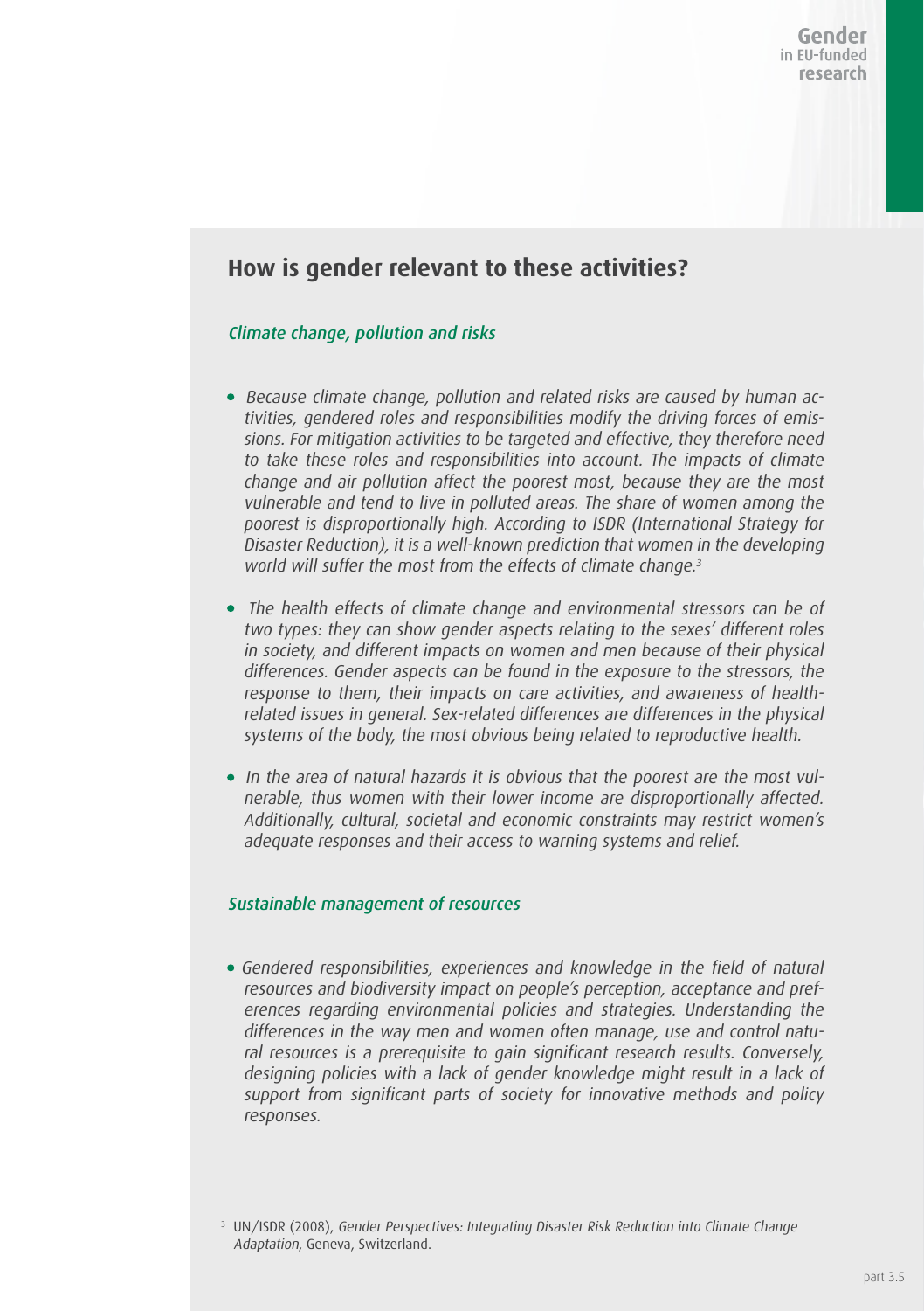## How is gender relevant to these activities?

### *Climate change, pollution and risks*

- *Because climate change, pollution and related risks are caused by human activities, gendered roles and responsibilities modify the driving forces of emissions. For mitigation activities to be targeted and effective, they therefore need to take these roles and responsibilities into account. The impacts of climate change and air pollution affect the poorest most, because they are the most vulnerable and tend to live in polluted areas. The share of women among the poorest is disproportionally high. According to ISDR (International Strategy for Disaster Reduction), it is a well-known prediction that women in the developing world will suffer the most from the effects of climate change.[3]*

- *The health effects of climate change and environmental stressors can be of two types: they can show gender aspects relating to the sexes' different roles in society, and different impacts on women and men because of their physical differences. Gender aspects can be found in the exposure to the stressors, the response to them, their impacts on care activities, and awareness of health-related issues in general. Sex-related differences are differences in the physical systems of the body, the most obvious being related to reproductive health.*

- *In the area of natural hazards it is obvious that the poorest are the most vulnerable, thus women with their lower income are disproportionally affected. Additionally, cultural, societal and economic constraints may restrict women's adequate responses and their access to warning systems and relief.*

### *Sustainable management of resources*

- *Gendered responsibilities, experiences and knowledge in the field of natural resources and biodiversity impact on people's perception, acceptance and preferences regarding environmental policies and strategies. Understanding the differences in the way men and women often manage, use and control natural resources is a prerequisite to gain significant research results. Conversely, designing policies with a lack of gender knowledge might result in a lack of support from significant parts of society for innovative methods and policy responses.*

[3] UN/ISDR (2008), *Gender Perspectives: Integrating Disaster Risk Reduction into Climate Change Adaptation*, Geneva, Switzerland.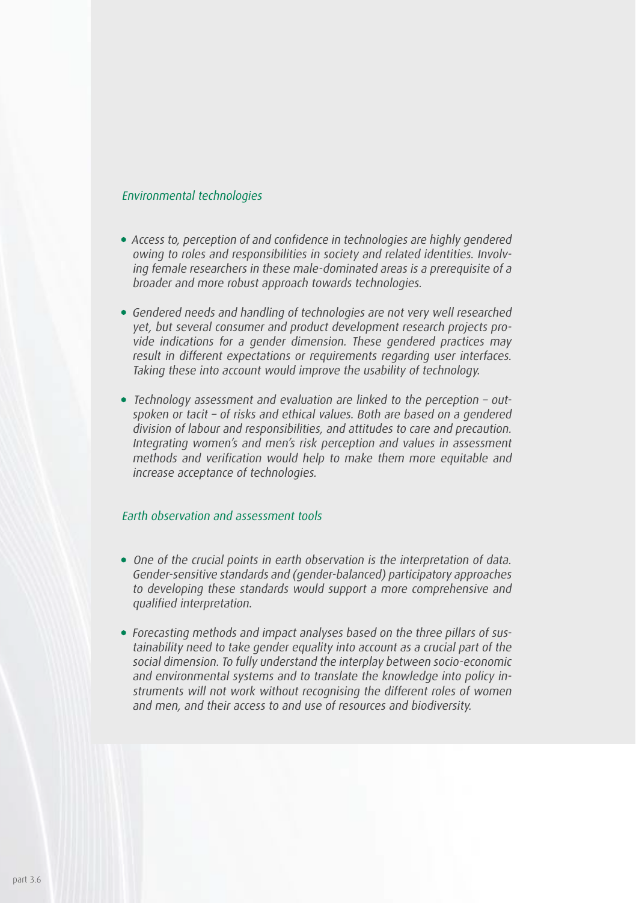### *Environmental technologies*

- *Access to, perception of and confidence in technologies are highly gendered owing to roles and responsibilities in society and related identities. Involving female researchers in these male-dominated areas is a prerequisite of a broader and more robust approach towards technologies.*

- *Gendered needs and handling of technologies are not very well researched yet, but several consumer and product development research projects provide indications for a gender dimension. These gendered practices may result in different expectations or requirements regarding user interfaces. Taking these into account would improve the usability of technology.*

- *Technology assessment and evaluation are linked to the perception – outspoken or tacit – of risks and ethical values. Both are based on a gendered division of labour and responsibilities, and attitudes to care and precaution. Integrating women's and men's risk perception and values in assessment methods and verification would help to make them more equitable and increase acceptance of technologies.*

### *Earth observation and assessment tools*

- *One of the crucial points in earth observation is the interpretation of data. Gender-sensitive standards and (gender-balanced) participatory approaches to developing these standards would support a more comprehensive and qualified interpretation.*

- *Forecasting methods and impact analyses based on the three pillars of sustainability need to take gender equality into account as a crucial part of the social dimension. To fully understand the interplay between socio-economic and environmental systems and to translate the knowledge into policy instruments will not work without recognising the different roles of women and men, and their access to and use of resources and biodiversity.*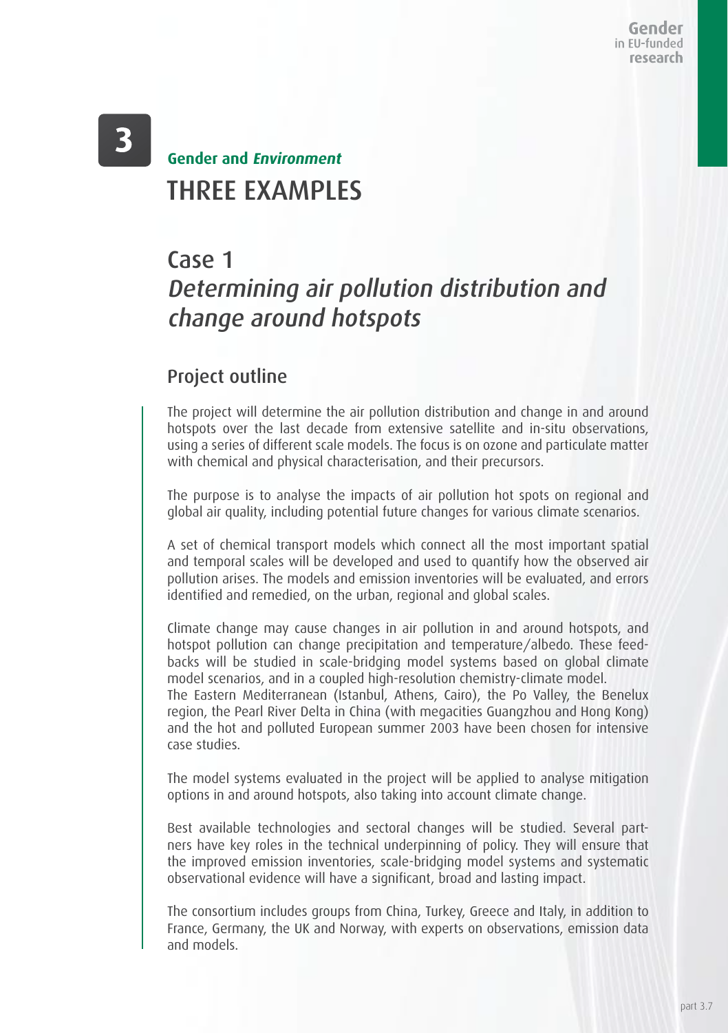# 3

## Gender and *Environment*

# THREE EXAMPLES

## Case 1
## *Determining air pollution distribution and change around hotspots*

### Project outline

The project will determine the air pollution distribution and change in and around hotspots over the last decade from extensive satellite and in-situ observations, using a series of different scale models. The focus is on ozone and particulate matter with chemical and physical characterisation, and their precursors.

The purpose is to analyse the impacts of air pollution hot spots on regional and global air quality, including potential future changes for various climate scenarios.

A set of chemical transport models which connect all the most important spatial and temporal scales will be developed and used to quantify how the observed air pollution arises. The models and emission inventories will be evaluated, and errors identified and remedied, on the urban, regional and global scales.

Climate change may cause changes in air pollution in and around hotspots, and hotspot pollution can change precipitation and temperature/albedo. These feedbacks will be studied in scale-bridging model systems based on global climate model scenarios, and in a coupled high-resolution chemistry-climate model.
The Eastern Mediterranean (Istanbul, Athens, Cairo), the Po Valley, the Benelux region, the Pearl River Delta in China (with megacities Guangzhou and Hong Kong) and the hot and polluted European summer 2003 have been chosen for intensive case studies.

The model systems evaluated in the project will be applied to analyse mitigation options in and around hotspots, also taking into account climate change.

Best available technologies and sectoral changes will be studied. Several partners have key roles in the technical underpinning of policy. They will ensure that the improved emission inventories, scale-bridging model systems and systematic observational evidence will have a significant, broad and lasting impact.

The consortium includes groups from China, Turkey, Greece and Italy, in addition to France, Germany, the UK and Norway, with experts on observations, emission data and models.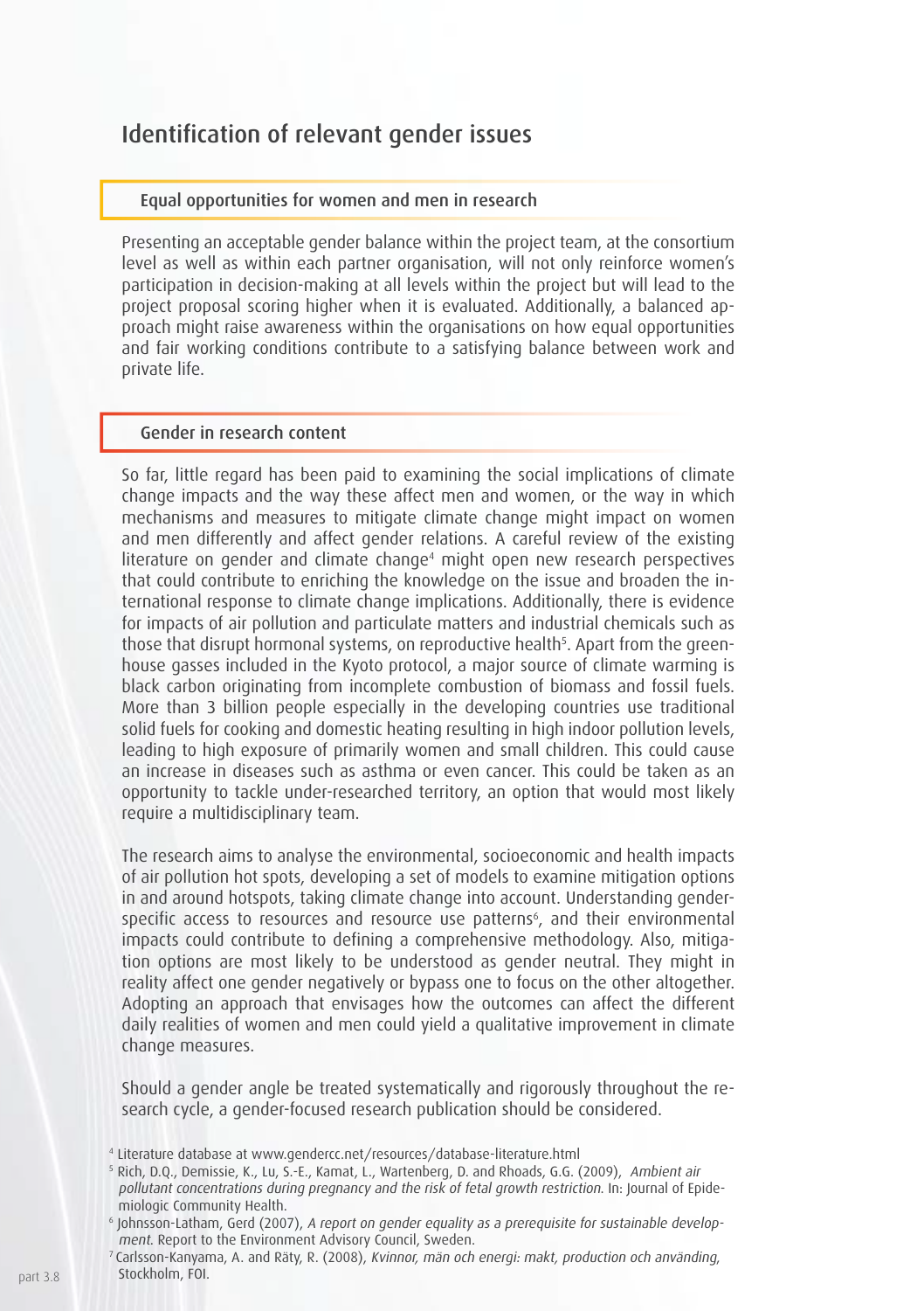## Identification of relevant gender issues

### Equal opportunities for women and men in research

Presenting an acceptable gender balance within the project team, at the consortium level as well as within each partner organisation, will not only reinforce women's participation in decision-making at all levels within the project but will lead to the project proposal scoring higher when it is evaluated. Additionally, a balanced approach might raise awareness within the organisations on how equal opportunities and fair working conditions contribute to a satisfying balance between work and private life.

### Gender in research content

So far, little regard has been paid to examining the social implications of climate change impacts and the way these affect men and women, or the way in which mechanisms and measures to mitigate climate change might impact on women and men differently and affect gender relations. A careful review of the existing literature on gender and climate change[4] might open new research perspectives that could contribute to enriching the knowledge on the issue and broaden the international response to climate change implications. Additionally, there is evidence for impacts of air pollution and particulate matters and industrial chemicals such as those that disrupt hormonal systems, on reproductive health[5]. Apart from the greenhouse gasses included in the Kyoto protocol, a major source of climate warming is black carbon originating from incomplete combustion of biomass and fossil fuels. More than 3 billion people especially in the developing countries use traditional solid fuels for cooking and domestic heating resulting in high indoor pollution levels, leading to high exposure of primarily women and small children. This could cause an increase in diseases such as asthma or even cancer. This could be taken as an opportunity to tackle under-researched territory, an option that would most likely require a multidisciplinary team.

The research aims to analyse the environmental, socioeconomic and health impacts of air pollution hot spots, developing a set of models to examine mitigation options in and around hotspots, taking climate change into account. Understanding gender-specific access to resources and resource use patterns[6], and their environmental impacts could contribute to defining a comprehensive methodology. Also, mitigation options are most likely to be understood as gender neutral. They might in reality affect one gender negatively or bypass one to focus on the other altogether. Adopting an approach that envisages how the outcomes can affect the different daily realities of women and men could yield a qualitative improvement in climate change measures.

Should a gender angle be treated systematically and rigorously throughout the research cycle, a gender-focused research publication should be considered.

[4] Literature database at www.gendercc.net/resources/database-literature.html

[5] Rich, D.Q., Demissie, K., Lu, S.-E., Kamat, L., Wartenberg, D. and Rhoads, G.G. (2009), *Ambient air pollutant concentrations during pregnancy and the risk of fetal growth restriction.* In: Journal of Epidemiologic Community Health.

[6] Johnsson-Latham, Gerd (2007), *A report on gender equality as a prerequisite for sustainable development.* Report to the Environment Advisory Council, Sweden.

[7] Carlsson-Kanyama, A. and Räty, R. (2008), *Kvinnor, män och energi: makt, production och använding,* Stockholm, FOI.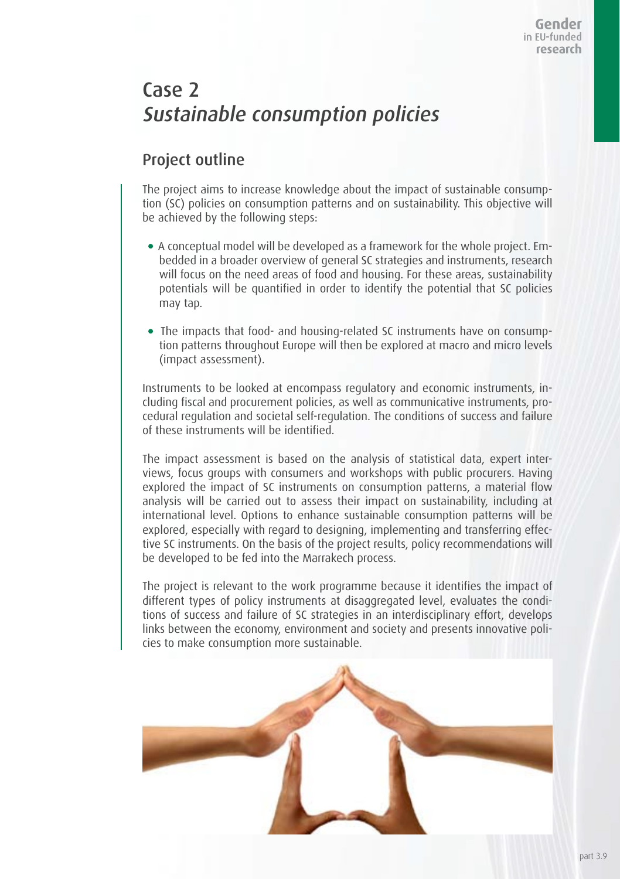# Case 2
## *Sustainable consumption policies*

### Project outline

The project aims to increase knowledge about the impact of sustainable consumption (SC) policies on consumption patterns and on sustainability. This objective will be achieved by the following steps:

- A conceptual model will be developed as a framework for the whole project. Embedded in a broader overview of general SC strategies and instruments, research will focus on the need areas of food and housing. For these areas, sustainability potentials will be quantified in order to identify the potential that SC policies may tap.
- The impacts that food- and housing-related SC instruments have on consumption patterns throughout Europe will then be explored at macro and micro levels (impact assessment).

Instruments to be looked at encompass regulatory and economic instruments, including fiscal and procurement policies, as well as communicative instruments, procedural regulation and societal self-regulation. The conditions of success and failure of these instruments will be identified.

The impact assessment is based on the analysis of statistical data, expert interviews, focus groups with consumers and workshops with public procurers. Having explored the impact of SC instruments on consumption patterns, a material flow analysis will be carried out to assess their impact on sustainability, including at international level. Options to enhance sustainable consumption patterns will be explored, especially with regard to designing, implementing and transferring effective SC instruments. On the basis of the project results, policy recommendations will be developed to be fed into the Marrakech process.

The project is relevant to the work programme because it identifies the impact of different types of policy instruments at disaggregated level, evaluates the conditions of success and failure of SC strategies in an interdisciplinary effort, develops links between the economy, environment and society and presents innovative policies to make consumption more sustainable.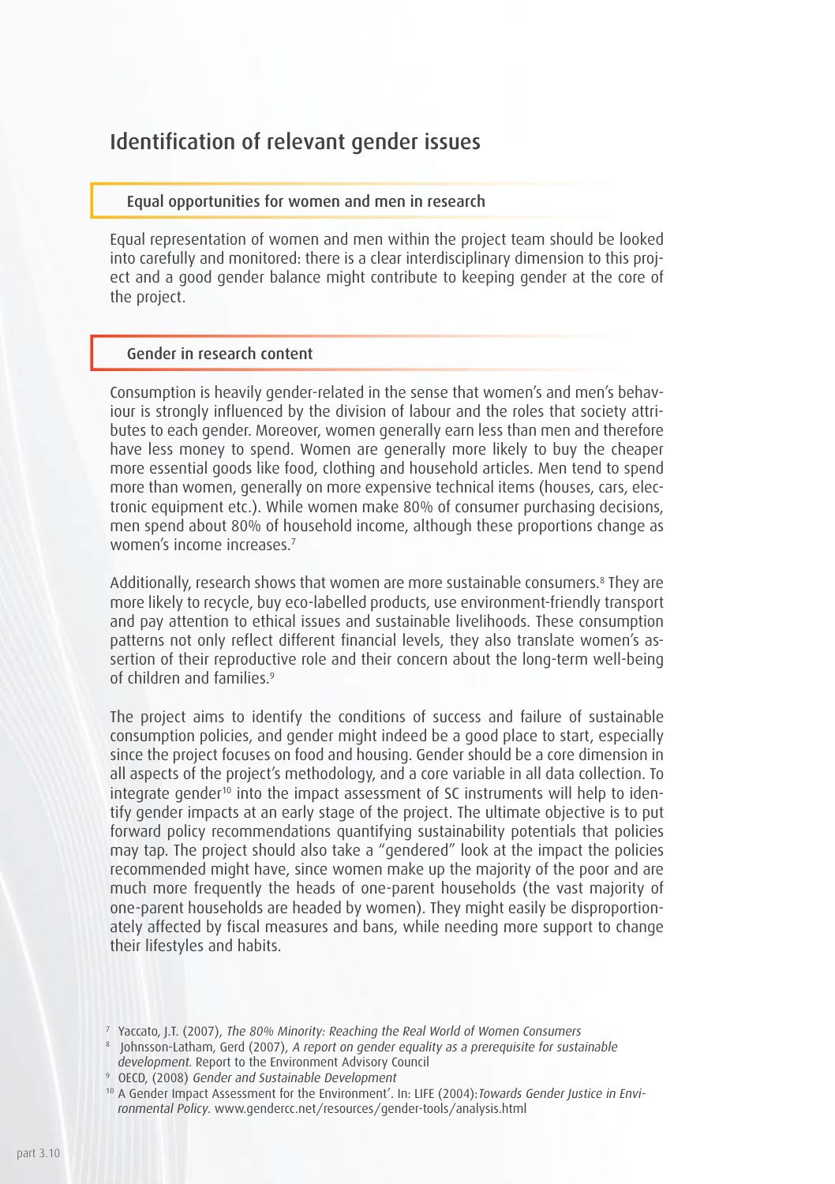## Identification of relevant gender issues

### Equal opportunities for women and men in research

Equal representation of women and men within the project team should be looked into carefully and monitored: there is a clear interdisciplinary dimension to this project and a good gender balance might contribute to keeping gender at the core of the project.

### Gender in research content

Consumption is heavily gender-related in the sense that women's and men's behaviour is strongly influenced by the division of labour and the roles that society attributes to each gender. Moreover, women generally earn less than men and therefore have less money to spend. Women are generally more likely to buy the cheaper more essential goods like food, clothing and household articles. Men tend to spend more than women, generally on more expensive technical items (houses, cars, electronic equipment etc.). While women make 80% of consumer purchasing decisions, men spend about 80% of household income, although these proportions change as women's income increases.[7]

Additionally, research shows that women are more sustainable consumers.[8] They are more likely to recycle, buy eco-labelled products, use environment-friendly transport and pay attention to ethical issues and sustainable livelihoods. These consumption patterns not only reflect different financial levels, they also translate women's assertion of their reproductive role and their concern about the long-term well-being of children and families.[9]

The project aims to identify the conditions of success and failure of sustainable consumption policies, and gender might indeed be a good place to start, especially since the project focuses on food and housing. Gender should be a core dimension in all aspects of the project's methodology, and a core variable in all data collection. To integrate gender[10] into the impact assessment of SC instruments will help to identify gender impacts at an early stage of the project. The ultimate objective is to put forward policy recommendations quantifying sustainability potentials that policies may tap. The project should also take a "gendered" look at the impact the policies recommended might have, since women make up the majority of the poor and are much more frequently the heads of one-parent households (the vast majority of one-parent households are headed by women). They might easily be disproportionately affected by fiscal measures and bans, while needing more support to change their lifestyles and habits.

[7] Yaccato, J.T. (2007), *The 80% Minority: Reaching the Real World of Women Consumers*

[8] Johnsson-Latham, Gerd (2007), *A report on gender equality as a prerequisite for sustainable development.* Report to the Environment Advisory Council

[9] OECD, (2008) *Gender and Sustainable Development*

[10] A Gender Impact Assessment for the Environment'. In: LIFE (2004): *Towards Gender Justice in Environmental Policy.* www.gendercc.net/resources/gender-tools/analysis.html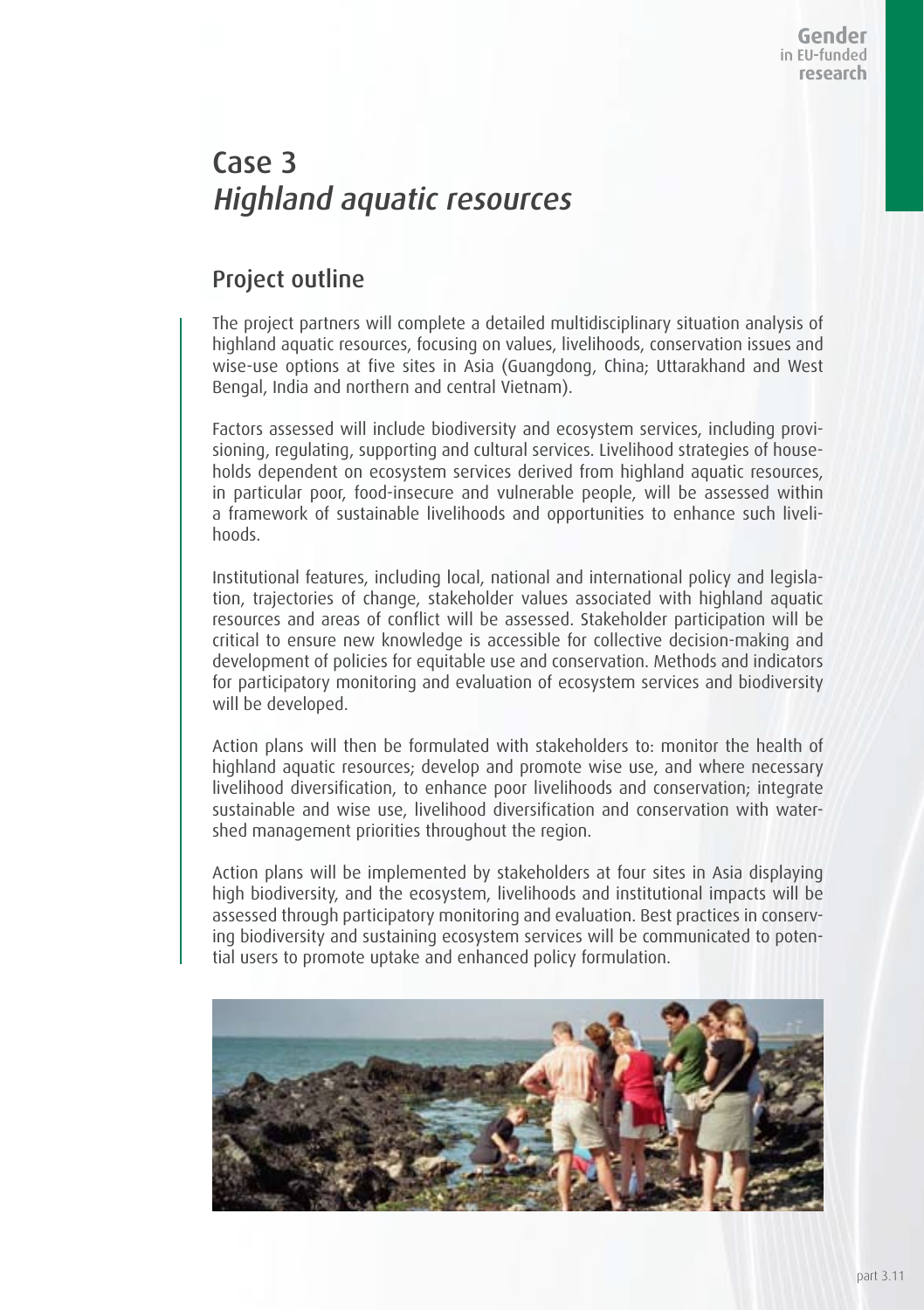# Case 3
## *Highland aquatic resources*

### Project outline

The project partners will complete a detailed multidisciplinary situation analysis of highland aquatic resources, focusing on values, livelihoods, conservation issues and wise-use options at five sites in Asia (Guangdong, China; Uttarakhand and West Bengal, India and northern and central Vietnam).

Factors assessed will include biodiversity and ecosystem services, including provisioning, regulating, supporting and cultural services. Livelihood strategies of households dependent on ecosystem services derived from highland aquatic resources, in particular poor, food-insecure and vulnerable people, will be assessed within a framework of sustainable livelihoods and opportunities to enhance such livelihoods.

Institutional features, including local, national and international policy and legislation, trajectories of change, stakeholder values associated with highland aquatic resources and areas of conflict will be assessed. Stakeholder participation will be critical to ensure new knowledge is accessible for collective decision-making and development of policies for equitable use and conservation. Methods and indicators for participatory monitoring and evaluation of ecosystem services and biodiversity will be developed.

Action plans will then be formulated with stakeholders to: monitor the health of highland aquatic resources; develop and promote wise use, and where necessary livelihood diversification, to enhance poor livelihoods and conservation; integrate sustainable and wise use, livelihood diversification and conservation with watershed management priorities throughout the region.

Action plans will be implemented by stakeholders at four sites in Asia displaying high biodiversity, and the ecosystem, livelihoods and institutional impacts will be assessed through participatory monitoring and evaluation. Best practices in conserving biodiversity and sustaining ecosystem services will be communicated to potential users to promote uptake and enhanced policy formulation.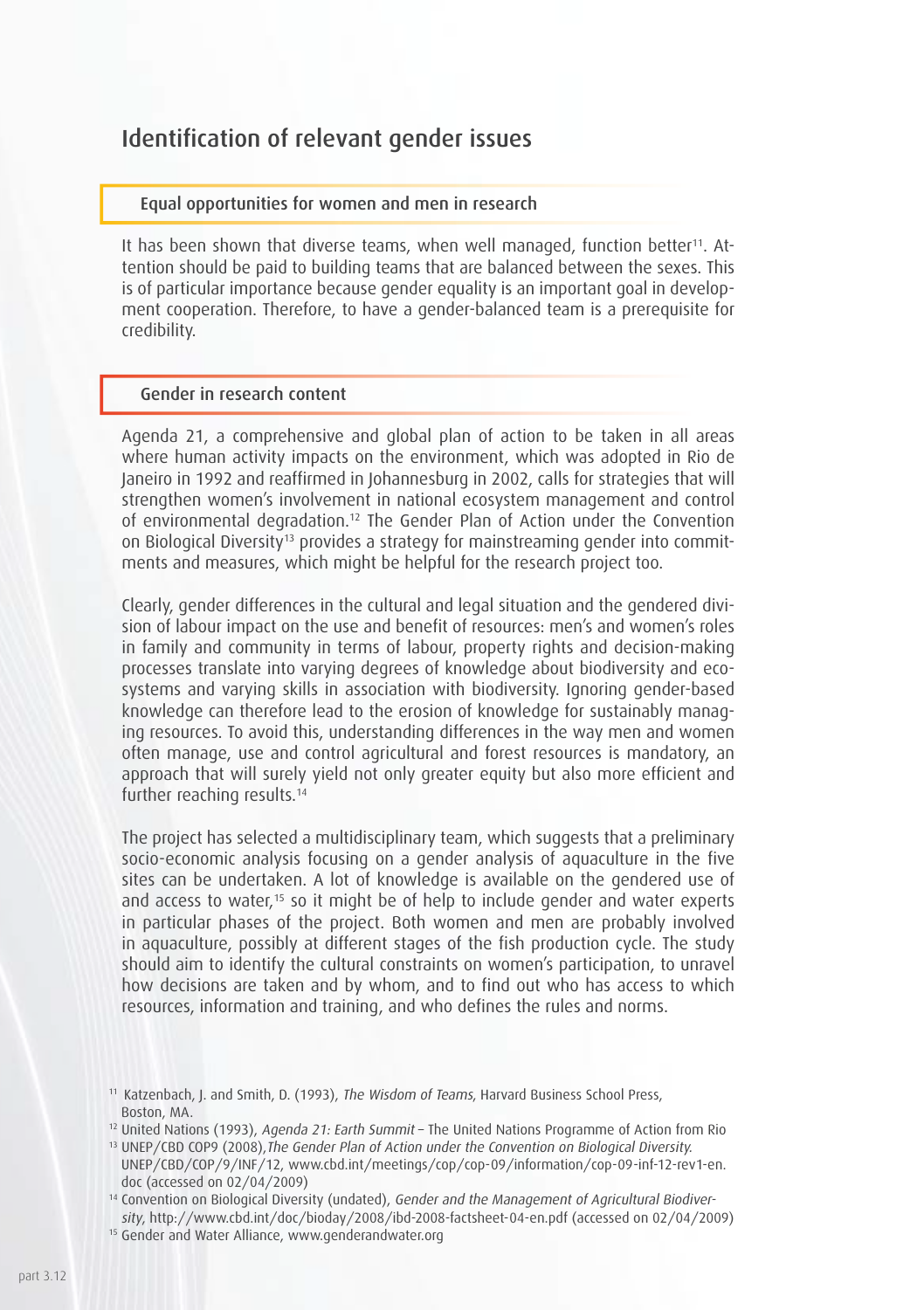## Identification of relevant gender issues

### Equal opportunities for women and men in research

It has been shown that diverse teams, when well managed, function better[11]. Attention should be paid to building teams that are balanced between the sexes. This is of particular importance because gender equality is an important goal in development cooperation. Therefore, to have a gender-balanced team is a prerequisite for credibility.

### Gender in research content

Agenda 21, a comprehensive and global plan of action to be taken in all areas where human activity impacts on the environment, which was adopted in Rio de Janeiro in 1992 and reaffirmed in Johannesburg in 2002, calls for strategies that will strengthen women's involvement in national ecosystem management and control of environmental degradation.[12] The Gender Plan of Action under the Convention on Biological Diversity[13] provides a strategy for mainstreaming gender into commitments and measures, which might be helpful for the research project too.

Clearly, gender differences in the cultural and legal situation and the gendered division of labour impact on the use and benefit of resources: men's and women's roles in family and community in terms of labour, property rights and decision-making processes translate into varying degrees of knowledge about biodiversity and ecosystems and varying skills in association with biodiversity. Ignoring gender-based knowledge can therefore lead to the erosion of knowledge for sustainably managing resources. To avoid this, understanding differences in the way men and women often manage, use and control agricultural and forest resources is mandatory, an approach that will surely yield not only greater equity but also more efficient and further reaching results.[14]

The project has selected a multidisciplinary team, which suggests that a preliminary socio-economic analysis focusing on a gender analysis of aquaculture in the five sites can be undertaken. A lot of knowledge is available on the gendered use of and access to water,[15] so it might be of help to include gender and water experts in particular phases of the project. Both women and men are probably involved in aquaculture, possibly at different stages of the fish production cycle. The study should aim to identify the cultural constraints on women's participation, to unravel how decisions are taken and by whom, and to find out who has access to which resources, information and training, and who defines the rules and norms.

[11] Katzenbach, J. and Smith, D. (1993), *The Wisdom of Teams*, Harvard Business School Press, Boston, MA.

[12] United Nations (1993), *Agenda 21: Earth Summit* – The United Nations Programme of Action from Rio

[13] UNEP/CBD COP9 (2008), *The Gender Plan of Action under the Convention on Biological Diversity.* UNEP/CBD/COP/9/INF/12, www.cbd.int/meetings/cop/cop-09/information/cop-09-inf-12-rev1-en.doc (accessed on 02/04/2009)

[14] Convention on Biological Diversity (undated), *Gender and the Management of Agricultural Biodiversity*, http://www.cbd.int/doc/bioday/2008/ibd-2008-factsheet-04-en.pdf (accessed on 02/04/2009)

[15] Gender and Water Alliance, www.genderandwater.org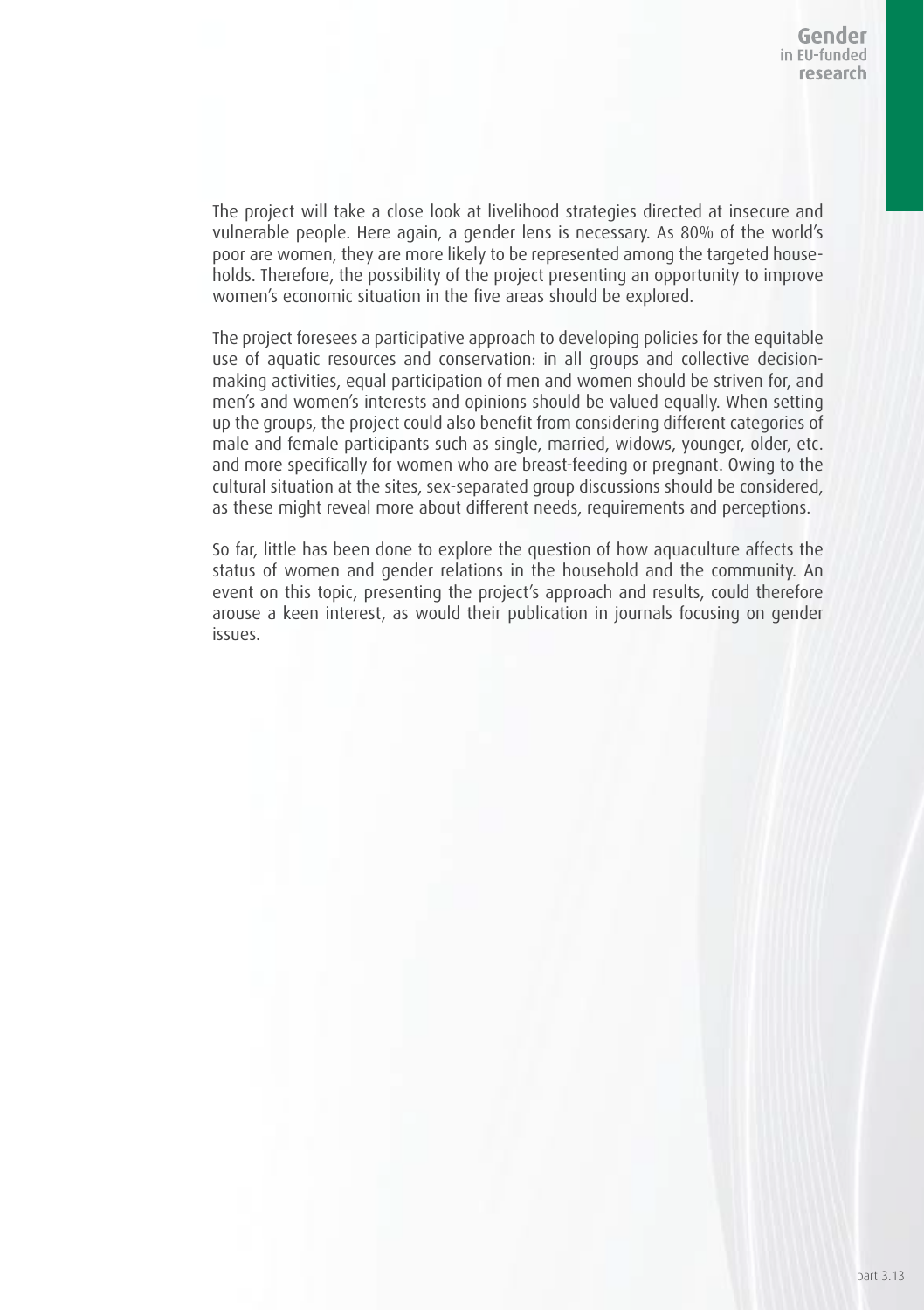The project will take a close look at livelihood strategies directed at insecure and vulnerable people. Here again, a gender lens is necessary. As 80% of the world's poor are women, they are more likely to be represented among the targeted households. Therefore, the possibility of the project presenting an opportunity to improve women's economic situation in the five areas should be explored.

The project foresees a participative approach to developing policies for the equitable use of aquatic resources and conservation: in all groups and collective decision-making activities, equal participation of men and women should be striven for, and men's and women's interests and opinions should be valued equally. When setting up the groups, the project could also benefit from considering different categories of male and female participants such as single, married, widows, younger, older, etc. and more specifically for women who are breast-feeding or pregnant. Owing to the cultural situation at the sites, sex-separated group discussions should be considered, as these might reveal more about different needs, requirements and perceptions.

So far, little has been done to explore the question of how aquaculture affects the status of women and gender relations in the household and the community. An event on this topic, presenting the project's approach and results, could therefore arouse a keen interest, as would their publication in journals focusing on gender issues.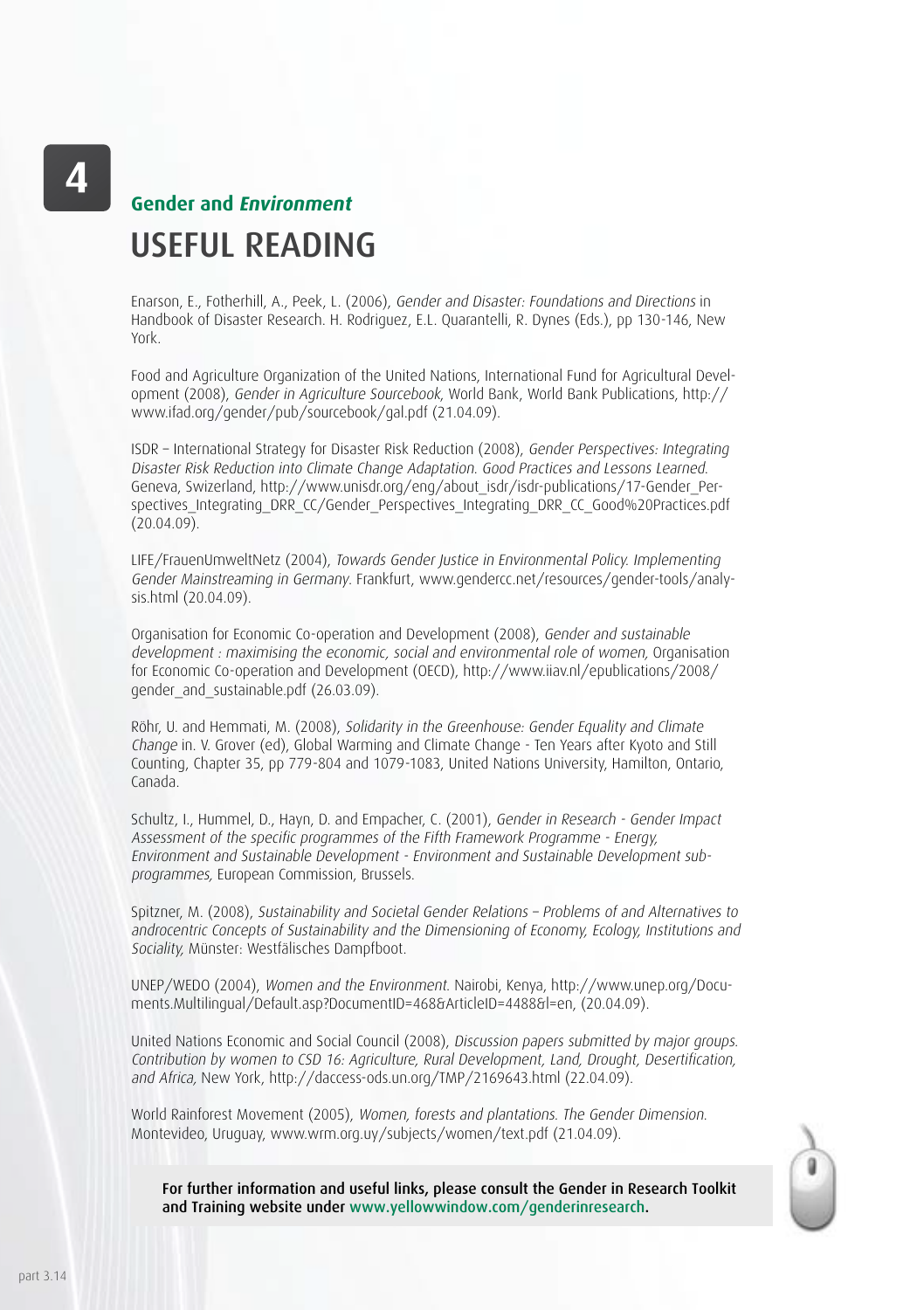4

**Gender and *Environment***

# USEFUL READING

Enarson, E., Fotherhill, A., Peek, L. (2006), *Gender and Disaster: Foundations and Directions* in Handbook of Disaster Research. H. Rodriguez, E.L. Quarantelli, R. Dynes (Eds.), pp 130-146, New York.

Food and Agriculture Organization of the United Nations, International Fund for Agricultural Development (2008), *Gender in Agriculture Sourcebook*, World Bank, World Bank Publications, http://www.ifad.org/gender/pub/sourcebook/gal.pdf (21.04.09).

ISDR – International Strategy for Disaster Risk Reduction (2008), *Gender Perspectives: Integrating Disaster Risk Reduction into Climate Change Adaptation. Good Practices and Lessons Learned.* Geneva, Swizerland, http://www.unisdr.org/eng/about_isdr/isdr-publications/17-Gender_Perspectives_Integrating_DRR_CC/Gender_Perspectives_Integrating_DRR_CC_Good%20Practices.pdf (20.04.09).

LIFE/FrauenUmweltNetz (2004), *Towards Gender Justice in Environmental Policy. Implementing Gender Mainstreaming in Germany*. Frankfurt, www.gendercc.net/resources/gender-tools/analysis.html (20.04.09).

Organisation for Economic Co-operation and Development (2008), *Gender and sustainable development : maximising the economic, social and environmental role of women,* Organisation for Economic Co-operation and Development (OECD), http://www.iiav.nl/epublications/2008/gender_and_sustainable.pdf (26.03.09).

Röhr, U. and Hemmati, M. (2008), *Solidarity in the Greenhouse: Gender Equality and Climate Change* in. V. Grover (ed), Global Warming and Climate Change - Ten Years after Kyoto and Still Counting, Chapter 35, pp 779-804 and 1079-1083, United Nations University, Hamilton, Ontario, Canada.

Schultz, I., Hummel, D., Hayn, D. and Empacher, C. (2001), *Gender in Research - Gender Impact Assessment of the specific programmes of the Fifth Framework Programme - Energy, Environment and Sustainable Development - Environment and Sustainable Development sub-programmes,* European Commission, Brussels.

Spitzner, M. (2008), *Sustainability and Societal Gender Relations – Problems of and Alternatives to androcentric Concepts of Sustainability and the Dimensioning of Economy, Ecology, Institutions and Sociality,* Münster: Westfälisches Dampfboot.

UNEP/WEDO (2004), *Women and the Environment.* Nairobi, Kenya, http://www.unep.org/Documents.Multilingual/Default.asp?DocumentID=468&ArticleID=4488&l=en, (20.04.09).

United Nations Economic and Social Council (2008), *Discussion papers submitted by major groups. Contribution by women to CSD 16: Agriculture, Rural Development, Land, Drought, Desertification, and Africa,* New York, http://daccess-ods.un.org/TMP/2169643.html (22.04.09).

World Rainforest Movement (2005), *Women, forests and plantations. The Gender Dimension.* Montevideo, Uruguay, www.wrm.org.uy/subjects/women/text.pdf (21.04.09).

**For further information and useful links, please consult the Gender in Research Toolkit and Training website under www.yellowwindow.com/genderinresearch.**